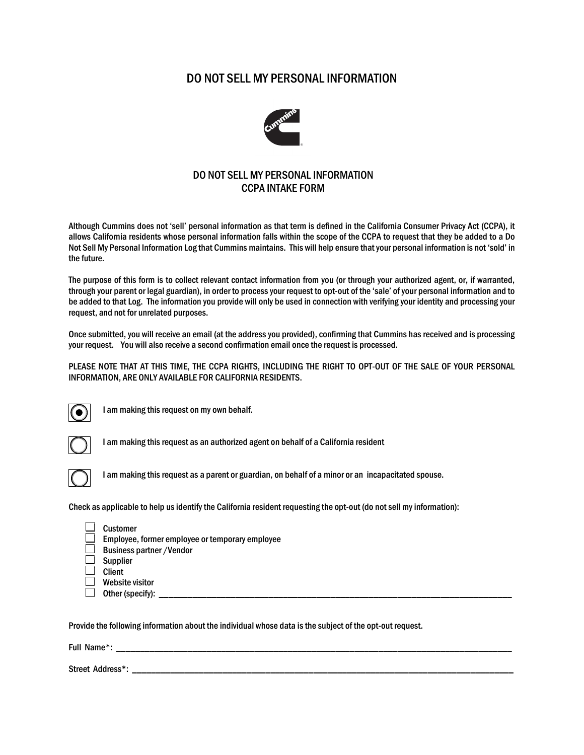# DO NOT SELL MY PERSONAL INFORMATION

## DO NOT SELL MY PERSONAL INFORMATION
## CCPA INTAKE FORM

Although Cummins does not 'sell' personal information as that term is defined in the California Consumer Privacy Act (CCPA), it allows California residents whose personal information falls within the scope of the CCPA to request that they be added to a Do Not Sell My Personal Information Log that Cummins maintains. This will help ensure that your personal information is not 'sold' in the future.

The purpose of this form is to collect relevant contact information from you (or through your authorized agent, or, if warranted, through your parent or legal guardian), in order to process your request to opt-out of the 'sale' of your personal information and to be added to that Log. The information you provide will only be used in connection with verifying your identity and processing your request, and not for unrelated purposes.

Once submitted, you will receive an email (at the address you provided), confirming that Cummins has received and is processing your request. You will also receive a second confirmation email once the request is processed.

PLEASE NOTE THAT AT THIS TIME, THE CCPA RIGHTS, INCLUDING THE RIGHT TO OPT-OUT OF THE SALE OF YOUR PERSONAL INFORMATION, ARE ONLY AVAILABLE FOR CALIFORNIA RESIDENTS.

- (●) I am making this request on my own behalf.
- ( ) I am making this request as an authorized agent on behalf of a California resident
- ( ) I am making this request as a parent or guardian, on behalf of a minor or an incapacitated spouse.

Check as applicable to help us identify the California resident requesting the opt-out (do not sell my information):

- ☐ Customer
- ☐ Employee, former employee or temporary employee
- ☐ Business partner /Vendor
- ☐ Supplier
- ☐ Client
- ☐ Website visitor
- ☐ Other (specify): ____________________________________________

Provide the following information about the individual whose data is the subject of the opt-out request.

Full Name*: ____________________________________________

Street Address*: ____________________________________________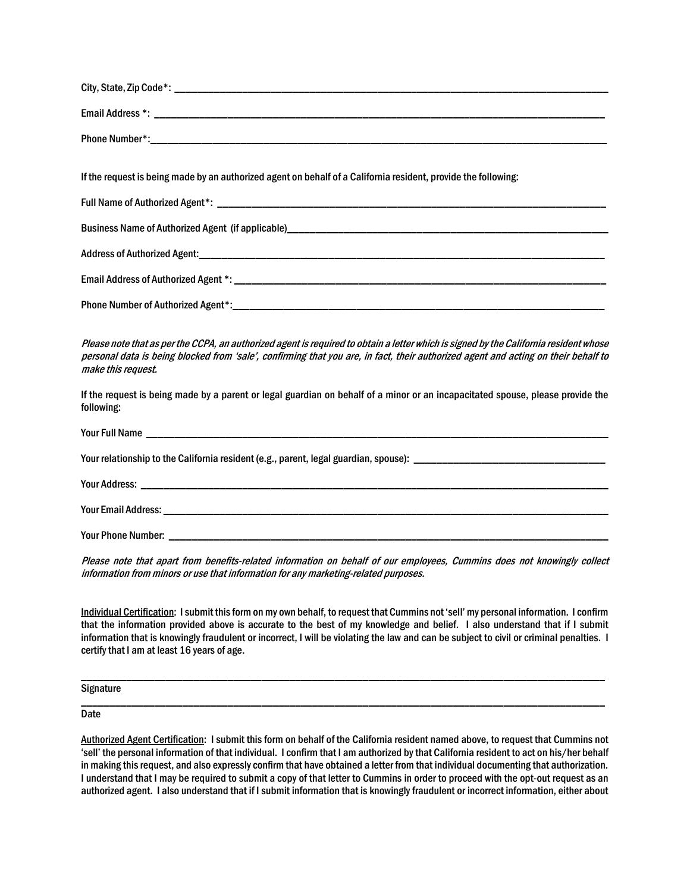City, State, Zip Code*: ______________________________________________________________________________

Email Address *: ____________________________________________________________________________

Phone Number*:______________________________________________________________________________

If the request is being made by an authorized agent on behalf of a California resident, provide the following:

Full Name of Authorized Agent*: _______________________________________________________________

Business Name of Authorized Agent (if applicable)_____________________________________________________

Address of Authorized Agent:___________________________________________________________________

Email Address of Authorized Agent *: ____________________________________________________________

Phone Number of Authorized Agent*:_____________________________________________________________

*Please note that as per the CCPA, an authorized agent is required to obtain a letter which is signed by the California resident whose personal data is being blocked from 'sale', confirming that you are, in fact, their authorized agent and acting on their behalf to make this request.*

If the request is being made by a parent or legal guardian on behalf of a minor or an incapacitated spouse, please provide the following:

Your Full Name _____________________________________________________________________________

Your relationship to the California resident (e.g., parent, legal guardian, spouse): ______________________________

Your Address: _______________________________________________________________________________

Your Email Address: __________________________________________________________________________

Your Phone Number: _________________________________________________________________________

*Please note that apart from benefits-related information on behalf of our employees, Cummins does not knowingly collect information from minors or use that information for any marketing-related purposes.*

Individual Certification: I submit this form on my own behalf, to request that Cummins not 'sell' my personal information. I confirm that the information provided above is accurate to the best of my knowledge and belief. I also understand that if I submit information that is knowingly fraudulent or incorrect, I will be violating the law and can be subject to civil or criminal penalties. I certify that I am at least 16 years of age.

_____________________________________________________________________________________________

Signature

_____________________________________________________________________________________________

Date

Authorized Agent Certification: I submit this form on behalf of the California resident named above, to request that Cummins not 'sell' the personal information of that individual. I confirm that I am authorized by that California resident to act on his/her behalf in making this request, and also expressly confirm that have obtained a letter from that individual documenting that authorization. I understand that I may be required to submit a copy of that letter to Cummins in order to proceed with the opt-out request as an authorized agent. I also understand that if I submit information that is knowingly fraudulent or incorrect information, either about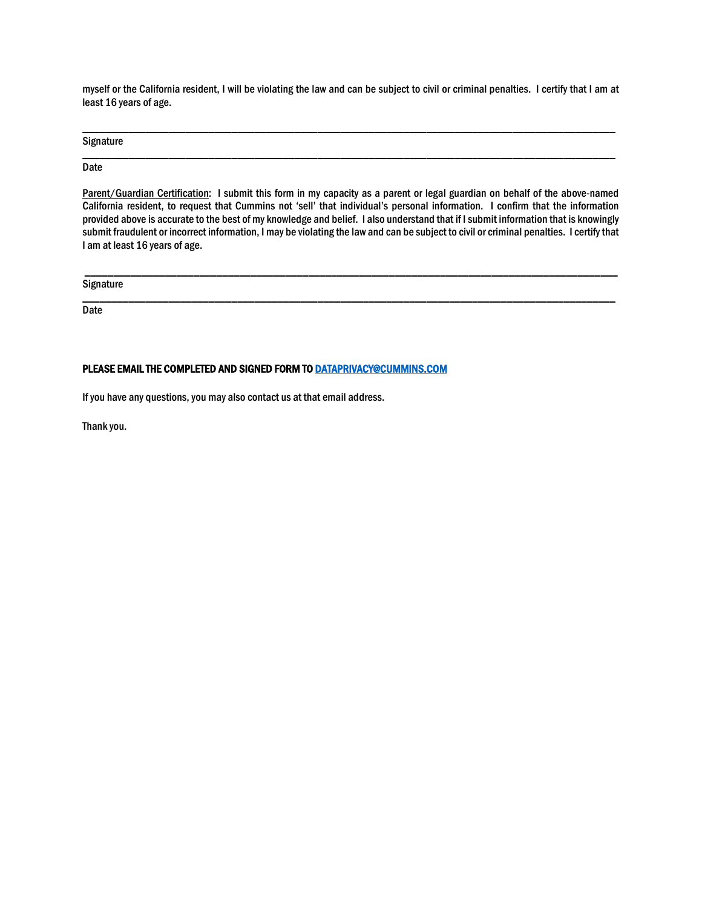myself or the California resident, I will be violating the law and can be subject to civil or criminal penalties. I certify that I am at least 16 years of age.

______________________________________________________________________________________________

Signature

______________________________________________________________________________________________

Date

Parent/Guardian Certification: I submit this form in my capacity as a parent or legal guardian on behalf of the above-named California resident, to request that Cummins not 'sell' that individual's personal information. I confirm that the information provided above is accurate to the best of my knowledge and belief. I also understand that if I submit information that is knowingly submit fraudulent or incorrect information, I may be violating the law and can be subject to civil or criminal penalties. I certify that I am at least 16 years of age.

______________________________________________________________________________________________

Signature

______________________________________________________________________________________________

Date

**PLEASE EMAIL THE COMPLETED AND SIGNED FORM TO [DATAPRIVACY@CUMMINS.COM](mailto:DATAPRIVACY@CUMMINS.COM)**

If you have any questions, you may also contact us at that email address.

Thank you.